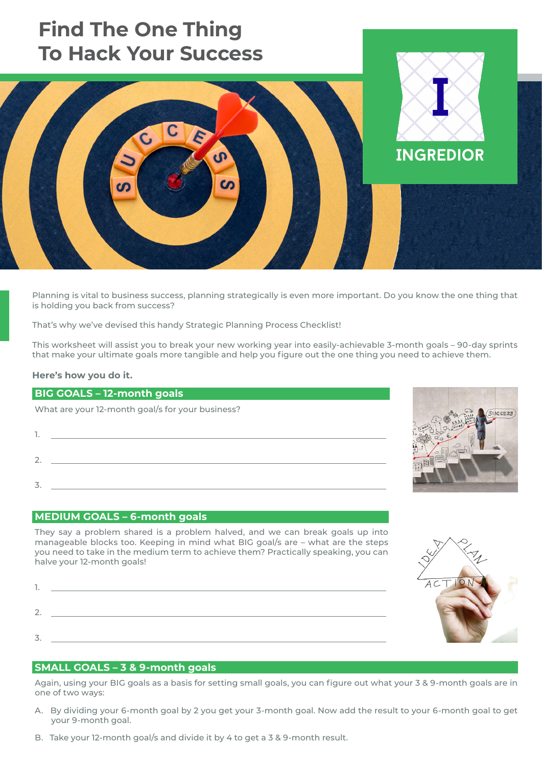# Find The One Thing To Hack Your Success

INGREDIOR

Planning is vital to business success, planning strategically is even more important. Do you know the one thing that is holding you back from success?

That's why we've devised this handy Strategic Planning Process Checklist!

This worksheet will assist you to break your new working year into easily-achievable 3-month goals – 90-day sprints that make your ultimate goals more tangible and help you figure out the one thing you need to achieve them.

**Here's how you do it.**

## BIG GOALS – 12-month goals

What are your 12-month goal/s for your business?

1. \_\_\_\_\_\_\_\_\_\_\_\_\_\_\_\_\_\_\_\_\_\_\_\_\_\_\_\_\_\_

2. \_\_\_\_\_\_\_\_\_\_\_\_\_\_\_\_\_\_\_\_\_\_\_\_\_\_\_\_\_\_

3. \_\_\_\_\_\_\_\_\_\_\_\_\_\_\_\_\_\_\_\_\_\_\_\_\_\_\_\_\_\_

## MEDIUM GOALS – 6-month goals

They say a problem shared is a problem halved, and we can break goals up into manageable blocks too. Keeping in mind what BIG goal/s are – what are the steps you need to take in the medium term to achieve them? Practically speaking, you can halve your 12-month goals!

1. \_\_\_\_\_\_\_\_\_\_\_\_\_\_\_\_\_\_\_\_\_\_\_\_\_\_\_\_\_\_

2. \_\_\_\_\_\_\_\_\_\_\_\_\_\_\_\_\_\_\_\_\_\_\_\_\_\_\_\_\_\_

3. \_\_\_\_\_\_\_\_\_\_\_\_\_\_\_\_\_\_\_\_\_\_\_\_\_\_\_\_\_\_

## SMALL GOALS – 3 & 9-month goals

Again, using your BIG goals as a basis for setting small goals, you can figure out what your 3 & 9-month goals are in one of two ways:

A. By dividing your 6-month goal by 2 you get your 3-month goal. Now add the result to your 6-month goal to get your 9-month goal.

B. Take your 12-month goal/s and divide it by 4 to get a 3 & 9-month result.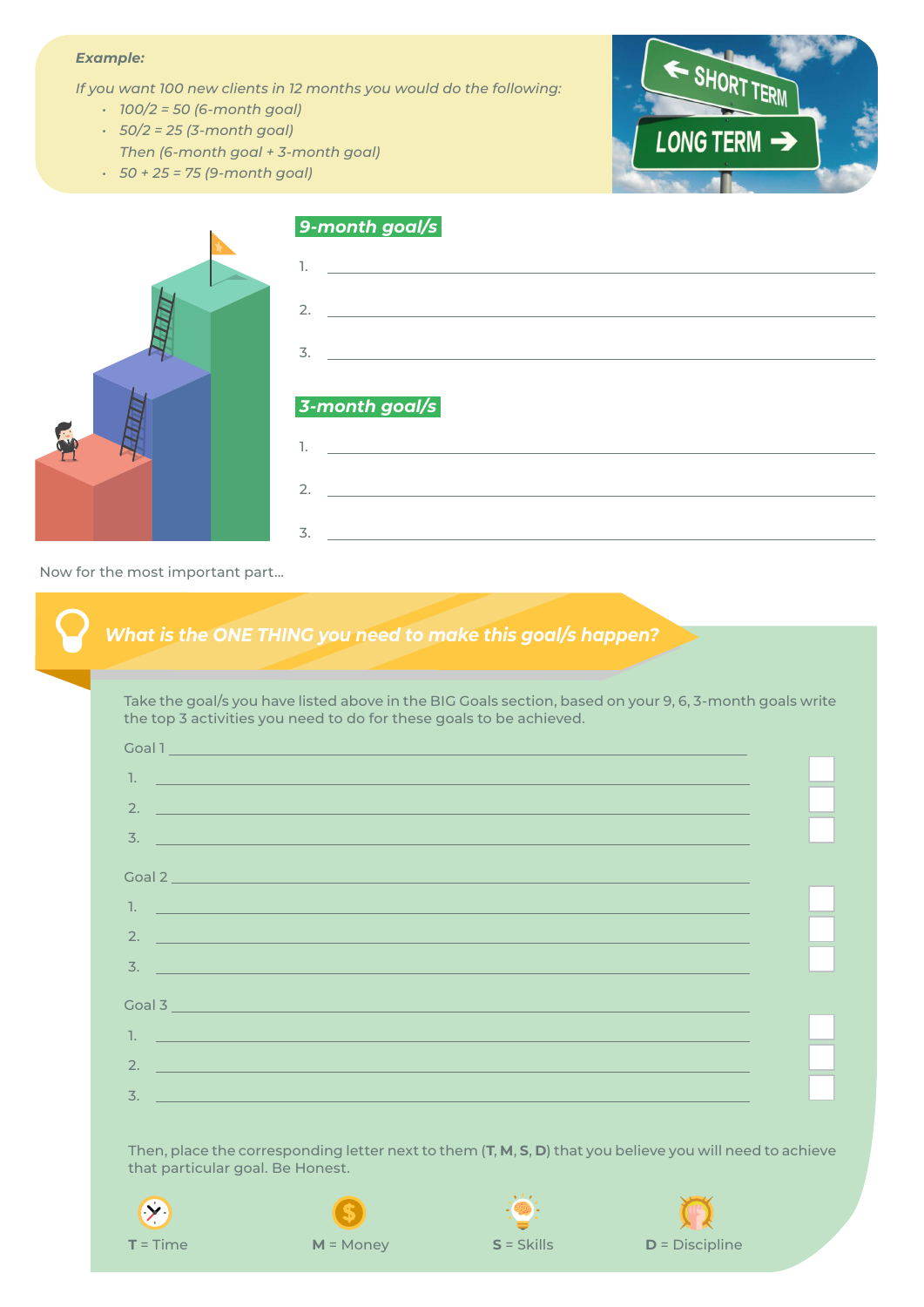*Example:*

*If you want 100 new clients in 12 months you would do the following:*

- *100/2 = 50 (6-month goal)*
- *50/2 = 25 (3-month goal)*
  *Then (6-month goal + 3-month goal)*
- *50 + 25 = 75 (9-month goal)*

## *9-month goal/s*

1. ______________________________
2. ______________________________
3. ______________________________

## *3-month goal/s*

1. ______________________________
2. ______________________________
3. ______________________________

Now for the most important part...

## *What is the ONE THING you need to make this goal/s happen?*

Take the goal/s you have listed above in the BIG Goals section, based on your 9, 6, 3-month goals write the top 3 activities you need to do for these goals to be achieved.

Goal 1 ______________________________

1. ______________________________ ☐
2. ______________________________ ☐
3. ______________________________ ☐

Goal 2 ______________________________

1. ______________________________ ☐
2. ______________________________ ☐
3. ______________________________ ☐

Goal 3 ______________________________

1. ______________________________ ☐
2. ______________________________ ☐
3. ______________________________ ☐

Then, place the corresponding letter next to them (**T**, **M**, **S**, **D**) that you believe you will need to achieve that particular goal. Be Honest.

**T** = Time **M** = Money **S** = Skills **D** = Discipline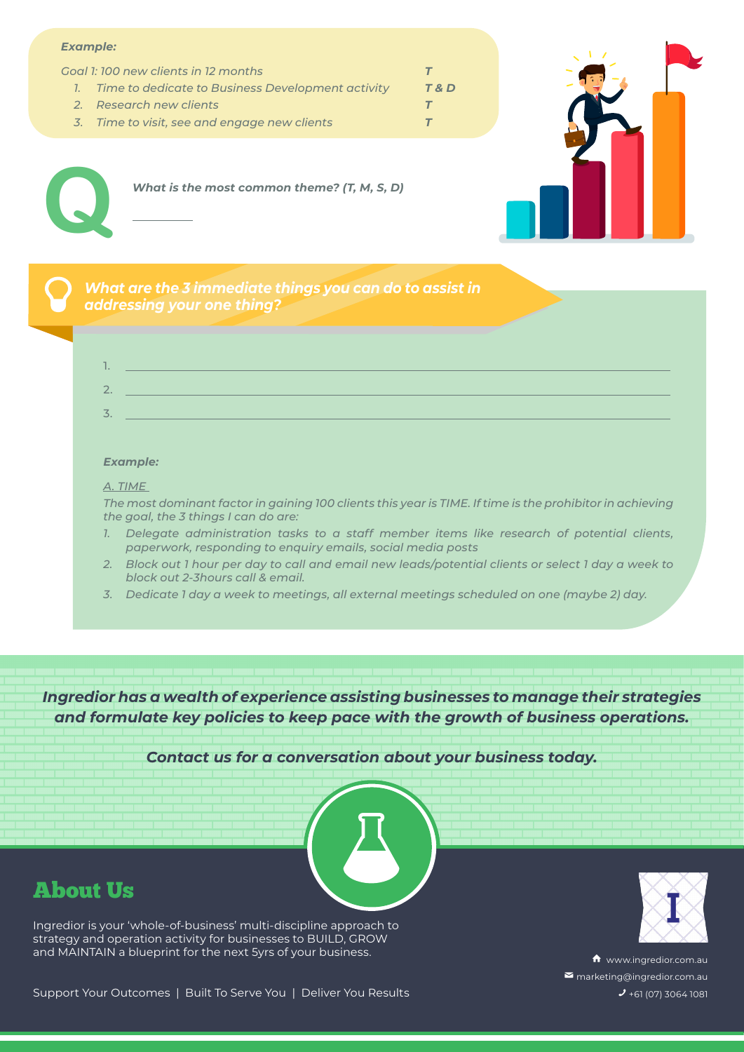***Example:***

*Goal 1: 100 new clients in 12 months* ***T***

1. *Time to dedicate to Business Development activity* ***T & D***
2. *Research new clients* ***T***
3. *Time to visit, see and engage new clients* ***T***

**Q**

***What is the most common theme? (T, M, S, D)***

__________

## *What are the 3 immediate things you can do to assist in addressing your one thing?*

1. ______________________________________________
2. ______________________________________________
3. ______________________________________________

***Example:***

*A. TIME*

*The most dominant factor in gaining 100 clients this year is TIME. If time is the prohibitor in achieving the goal, the 3 things I can do are:*

1. *Delegate administration tasks to a staff member items like research of potential clients, paperwork, responding to enquiry emails, social media posts*
2. *Block out 1 hour per day to call and email new leads/potential clients or select 1 day a week to block out 2-3hours call & email.*
3. *Dedicate 1 day a week to meetings, all external meetings scheduled on one (maybe 2) day.*

***Ingredior has a wealth of experience assisting businesses to manage their strategies and formulate key policies to keep pace with the growth of business operations.***

***Contact us for a conversation about your business today.***

## About Us

Ingredior is your 'whole-of-business' multi-discipline approach to strategy and operation activity for businesses to BUILD, GROW and MAINTAIN a blueprint for the next 5yrs of your business.

Support Your Outcomes | Built To Serve You | Deliver You Results

www.ingredior.com.au
marketing@ingredior.com.au
+61 (07) 3064 1081